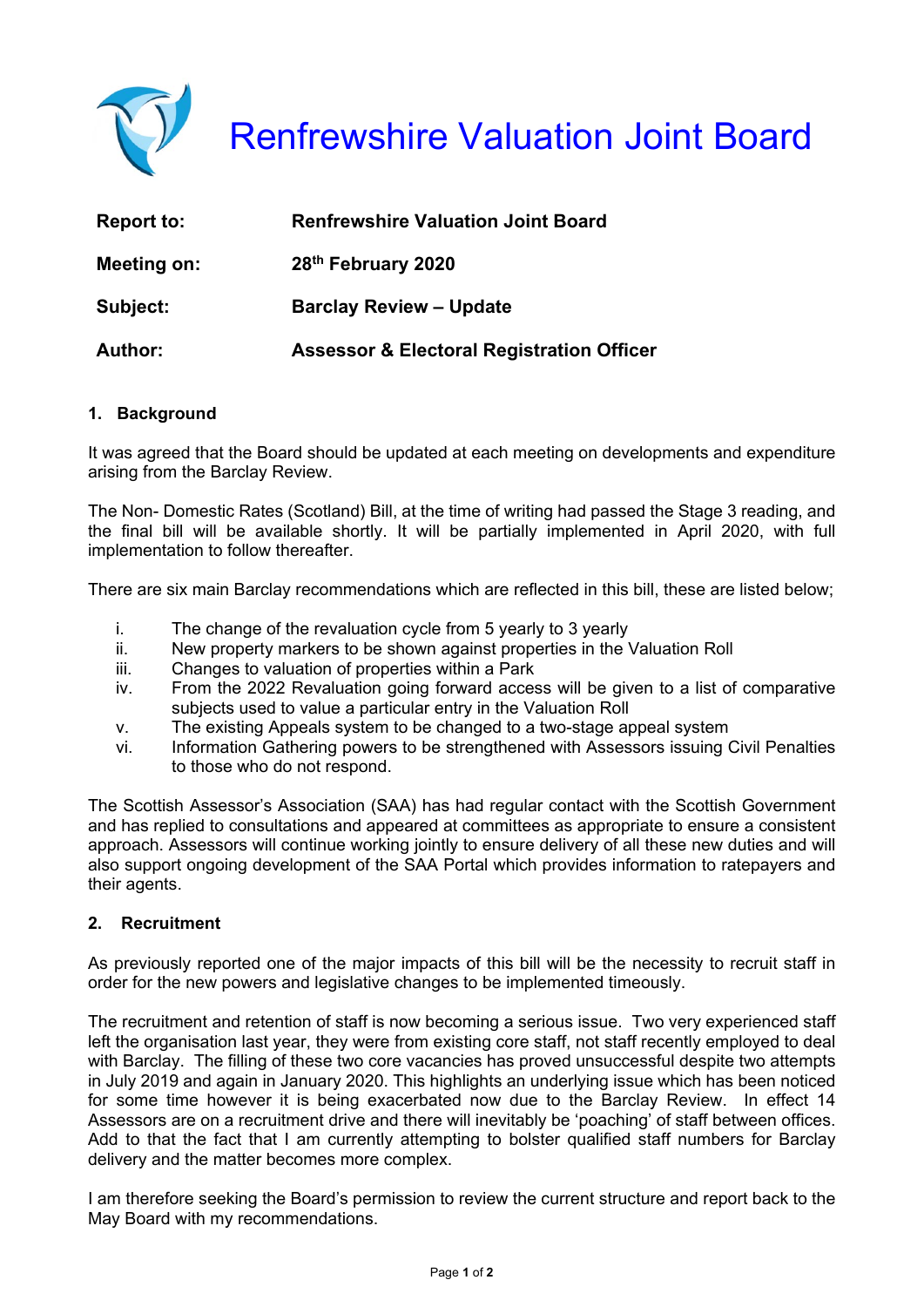# Renfrewshire Valuation Joint Board

| | |
|---|---|
| **Report to:** | **Renfrewshire Valuation Joint Board** |
| **Meeting on:** | **28th February 2020** |
| **Subject:** | **Barclay Review – Update** |
| **Author:** | **Assessor & Electoral Registration Officer** |

## 1. Background

It was agreed that the Board should be updated at each meeting on developments and expenditure arising from the Barclay Review.

The Non- Domestic Rates (Scotland) Bill, at the time of writing had passed the Stage 3 reading, and the final bill will be available shortly. It will be partially implemented in April 2020, with full implementation to follow thereafter.

There are six main Barclay recommendations which are reflected in this bill, these are listed below;

- i. The change of the revaluation cycle from 5 yearly to 3 yearly
- ii. New property markers to be shown against properties in the Valuation Roll
- iii. Changes to valuation of properties within a Park
- iv. From the 2022 Revaluation going forward access will be given to a list of comparative subjects used to value a particular entry in the Valuation Roll
- v. The existing Appeals system to be changed to a two-stage appeal system
- vi. Information Gathering powers to be strengthened with Assessors issuing Civil Penalties to those who do not respond.

The Scottish Assessor's Association (SAA) has had regular contact with the Scottish Government and has replied to consultations and appeared at committees as appropriate to ensure a consistent approach. Assessors will continue working jointly to ensure delivery of all these new duties and will also support ongoing development of the SAA Portal which provides information to ratepayers and their agents.

## 2. Recruitment

As previously reported one of the major impacts of this bill will be the necessity to recruit staff in order for the new powers and legislative changes to be implemented timeously.

The recruitment and retention of staff is now becoming a serious issue. Two very experienced staff left the organisation last year, they were from existing core staff, not staff recently employed to deal with Barclay. The filling of these two core vacancies has proved unsuccessful despite two attempts in July 2019 and again in January 2020. This highlights an underlying issue which has been noticed for some time however it is being exacerbated now due to the Barclay Review. In effect 14 Assessors are on a recruitment drive and there will inevitably be 'poaching' of staff between offices. Add to that the fact that I am currently attempting to bolster qualified staff numbers for Barclay delivery and the matter becomes more complex.

I am therefore seeking the Board's permission to review the current structure and report back to the May Board with my recommendations.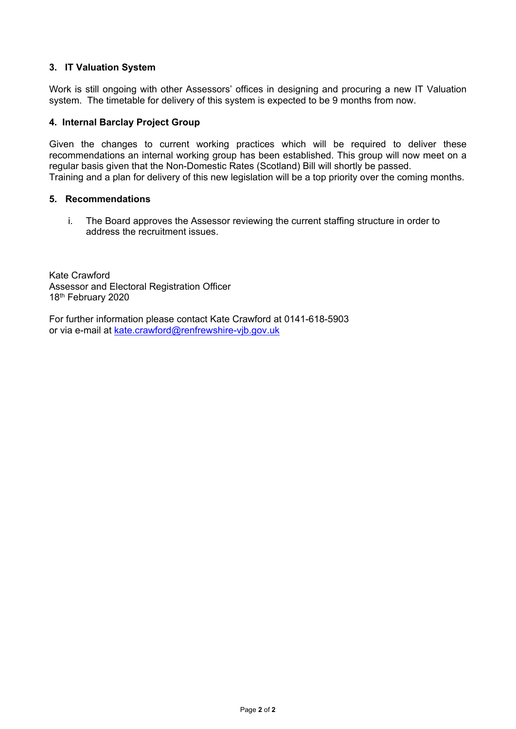## 3. IT Valuation System

Work is still ongoing with other Assessors' offices in designing and procuring a new IT Valuation system. The timetable for delivery of this system is expected to be 9 months from now.

## 4. Internal Barclay Project Group

Given the changes to current working practices which will be required to deliver these recommendations an internal working group has been established. This group will now meet on a regular basis given that the Non-Domestic Rates (Scotland) Bill will shortly be passed.
Training and a plan for delivery of this new legislation will be a top priority over the coming months.

## 5. Recommendations

i. The Board approves the Assessor reviewing the current staffing structure in order to address the recruitment issues.

Kate Crawford
Assessor and Electoral Registration Officer
18th February 2020

For further information please contact Kate Crawford at 0141-618-5903
or via e-mail at kate.crawford@renfrewshire-vjb.gov.uk